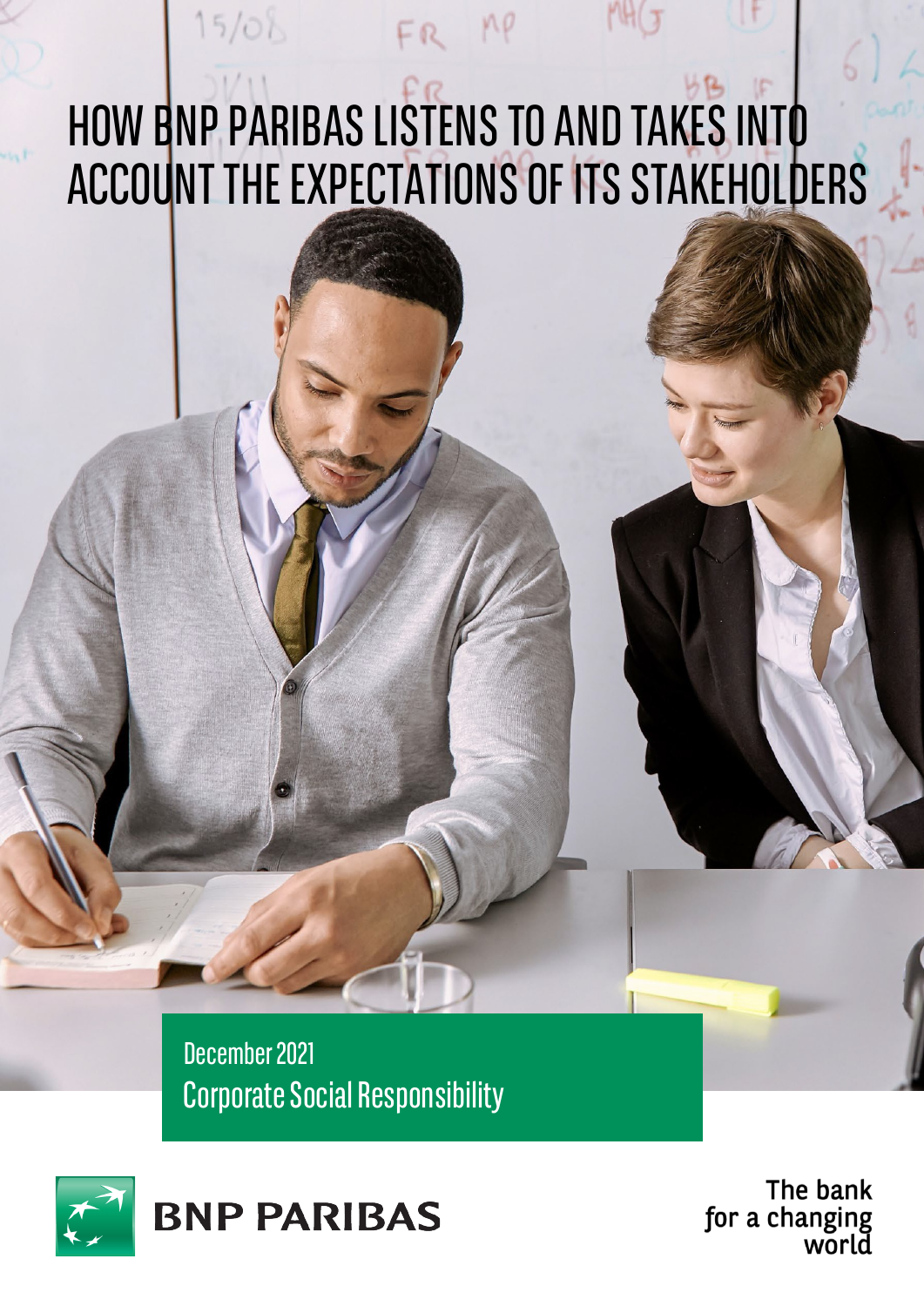# HOW BNP PARIBAS LISTENS TO AND TAKES INTO ACCOUNT THE EXPECTATIONS OF ITS STAKEHOLDERS

December 2021

Corporate Social Responsibility

BNP PARIBAS

The bank for a changing world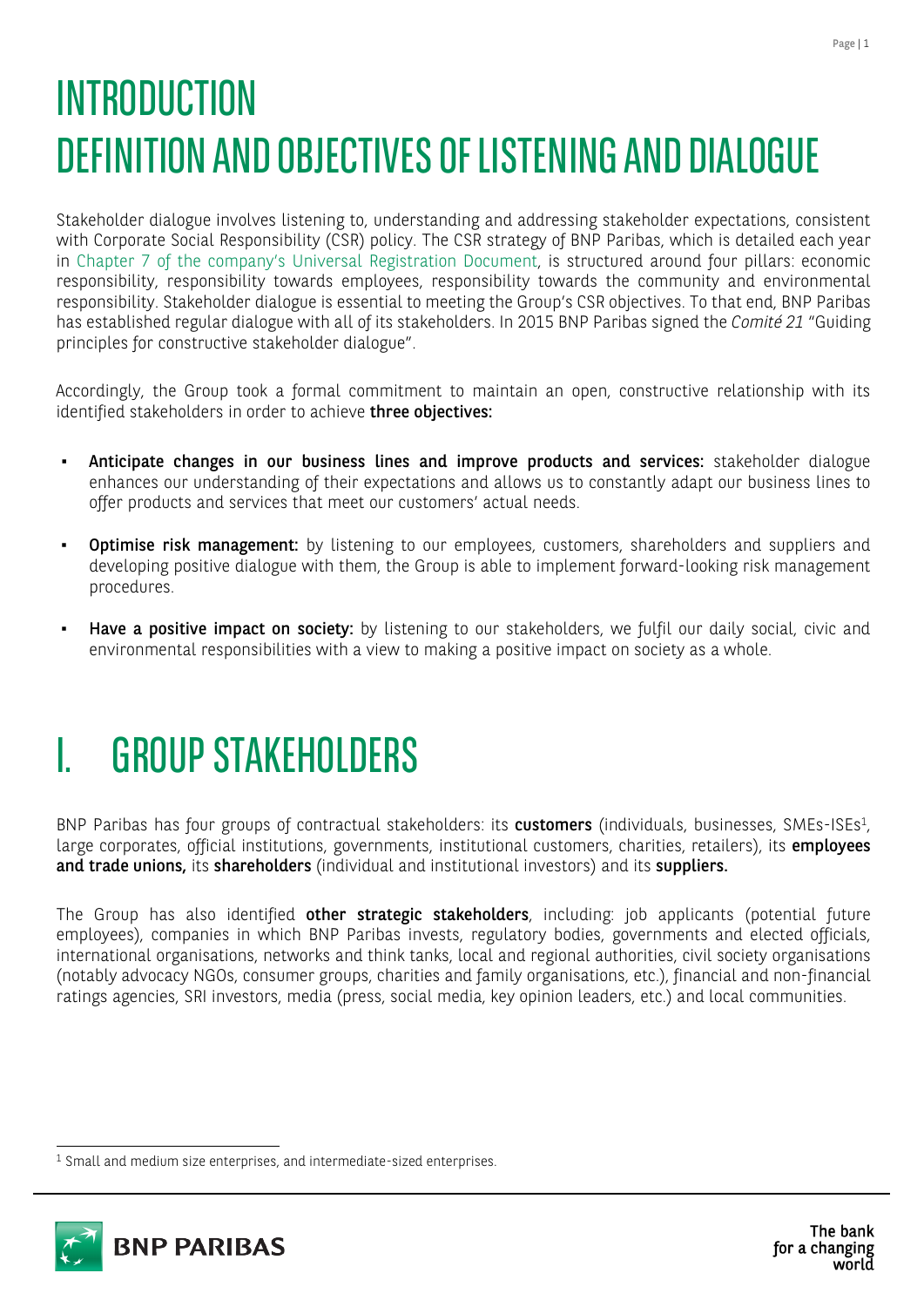# INTRODUCTION
# DEFINITION AND OBJECTIVES OF LISTENING AND DIALOGUE

Stakeholder dialogue involves listening to, understanding and addressing stakeholder expectations, consistent with Corporate Social Responsibility (CSR) policy. The CSR strategy of BNP Paribas, which is detailed each year in Chapter 7 of the company's Universal Registration Document, is structured around four pillars: economic responsibility, responsibility towards employees, responsibility towards the community and environmental responsibility. Stakeholder dialogue is essential to meeting the Group's CSR objectives. To that end, BNP Paribas has established regular dialogue with all of its stakeholders. In 2015 BNP Paribas signed the *Comité 21* "Guiding principles for constructive stakeholder dialogue".

Accordingly, the Group took a formal commitment to maintain an open, constructive relationship with its identified stakeholders in order to achieve **three objectives:**

- **Anticipate changes in our business lines and improve products and services:** stakeholder dialogue enhances our understanding of their expectations and allows us to constantly adapt our business lines to offer products and services that meet our customers' actual needs.
- **Optimise risk management:** by listening to our employees, customers, shareholders and suppliers and developing positive dialogue with them, the Group is able to implement forward-looking risk management procedures.
- **Have a positive impact on society:** by listening to our stakeholders, we fulfil our daily social, civic and environmental responsibilities with a view to making a positive impact on society as a whole.

# I. GROUP STAKEHOLDERS

BNP Paribas has four groups of contractual stakeholders: its **customers** (individuals, businesses, SMEs-ISEs[1], large corporates, official institutions, governments, institutional customers, charities, retailers), its **employees and trade unions,** its **shareholders** (individual and institutional investors) and its **suppliers.**

The Group has also identified **other strategic stakeholders**, including: job applicants (potential future employees), companies in which BNP Paribas invests, regulatory bodies, governments and elected officials, international organisations, networks and think tanks, local and regional authorities, civil society organisations (notably advocacy NGOs, consumer groups, charities and family organisations, etc.), financial and non-financial ratings agencies, SRI investors, media (press, social media, key opinion leaders, etc.) and local communities.

[1] Small and medium size enterprises, and intermediate-sized enterprises.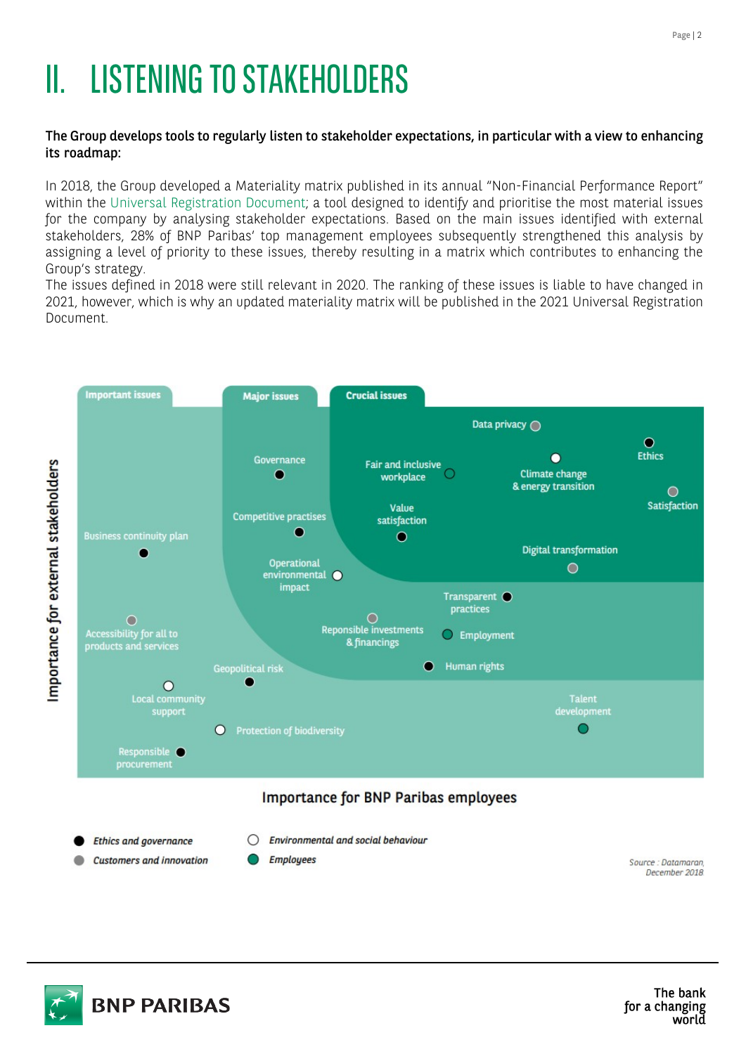# II. LISTENING TO STAKEHOLDERS

**The Group develops tools to regularly listen to stakeholder expectations, in particular with a view to enhancing its roadmap:**

In 2018, the Group developed a Materiality matrix published in its annual "Non-Financial Performance Report" within the Universal Registration Document; a tool designed to identify and prioritise the most material issues for the company by analysing stakeholder expectations. Based on the main issues identified with external stakeholders, 28% of BNP Paribas' top management employees subsequently strengthened this analysis by assigning a level of priority to these issues, thereby resulting in a matrix which contributes to enhancing the Group's strategy.
The issues defined in 2018 were still relevant in 2020. The ranking of these issues is liable to have changed in 2021, however, which is why an updated materiality matrix will be published in the 2021 Universal Registration Document.

Important issues | Major issues | Crucial issues

Data privacy
Ethics
Fair and inclusive workplace
Climate change & energy transition
Satisfaction
Governance
Value satisfaction
Competitive practises
Digital transformation
Business continuity plan
Operational environmental impact
Transparent practices
Accessibility for all to products and services
Reponsible investments & financings
Employment
Geopolitical risk
Human rights
Local community support
Talent development
Protection of biodiversity
Responsible procurement

Importance for external stakeholders

Importance for BNP Paribas employees

*Ethics and governance*
*Customers and innovation*
*Environmental and social behaviour*
*Employees*

Source : Datamaran, December 2018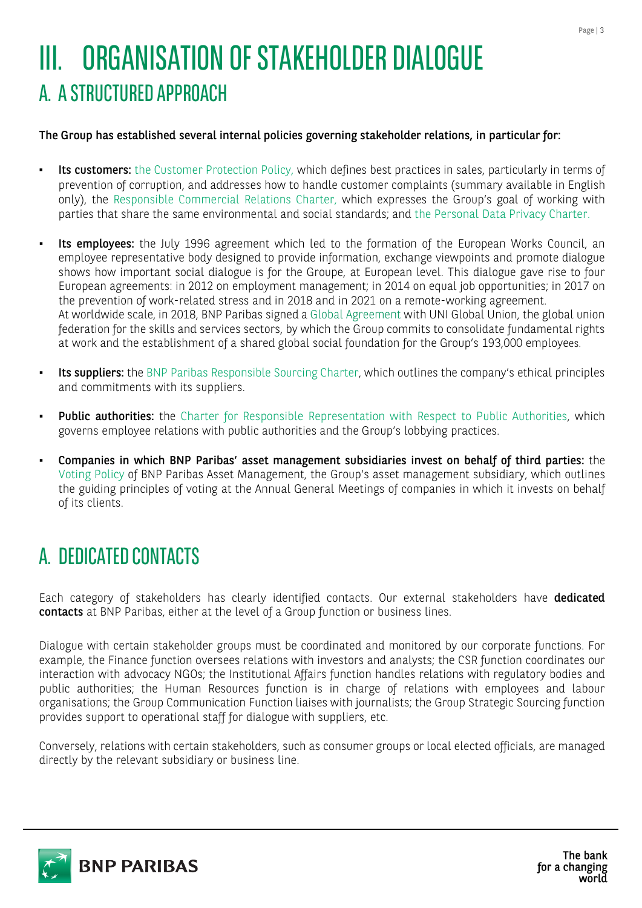# III. ORGANISATION OF STAKEHOLDER DIALOGUE

## A. A STRUCTURED APPROACH

**The Group has established several internal policies governing stakeholder relations, in particular for:**

- **Its customers:** the Customer Protection Policy, which defines best practices in sales, particularly in terms of prevention of corruption, and addresses how to handle customer complaints (summary available in English only), the Responsible Commercial Relations Charter, which expresses the Group's goal of working with parties that share the same environmental and social standards; and the Personal Data Privacy Charter.

- **Its employees:** the July 1996 agreement which led to the formation of the European Works Council, an employee representative body designed to provide information, exchange viewpoints and promote dialogue shows how important social dialogue is for the Groupe, at European level. This dialogue gave rise to four European agreements: in 2012 on employment management; in 2014 on equal job opportunities; in 2017 on the prevention of work-related stress and in 2018 and in 2021 on a remote-working agreement.
  At worldwide scale, in 2018, BNP Paribas signed a Global Agreement with UNI Global Union, the global union federation for the skills and services sectors, by which the Group commits to consolidate fundamental rights at work and the establishment of a shared global social foundation for the Group's 193,000 employees.

- **Its suppliers:** the BNP Paribas Responsible Sourcing Charter, which outlines the company's ethical principles and commitments with its suppliers.

- **Public authorities:** the Charter for Responsible Representation with Respect to Public Authorities, which governs employee relations with public authorities and the Group's lobbying practices.

- **Companies in which BNP Paribas' asset management subsidiaries invest on behalf of third parties:** the Voting Policy of BNP Paribas Asset Management, the Group's asset management subsidiary, which outlines the guiding principles of voting at the Annual General Meetings of companies in which it invests on behalf of its clients.

## A. DEDICATED CONTACTS

Each category of stakeholders has clearly identified contacts. Our external stakeholders have **dedicated contacts** at BNP Paribas, either at the level of a Group function or business lines.

Dialogue with certain stakeholder groups must be coordinated and monitored by our corporate functions. For example, the Finance function oversees relations with investors and analysts; the CSR function coordinates our interaction with advocacy NGOs; the Institutional Affairs function handles relations with regulatory bodies and public authorities; the Human Resources function is in charge of relations with employees and labour organisations; the Group Communication Function liaises with journalists; the Group Strategic Sourcing function provides support to operational staff for dialogue with suppliers, etc.

Conversely, relations with certain stakeholders, such as consumer groups or local elected officials, are managed directly by the relevant subsidiary or business line.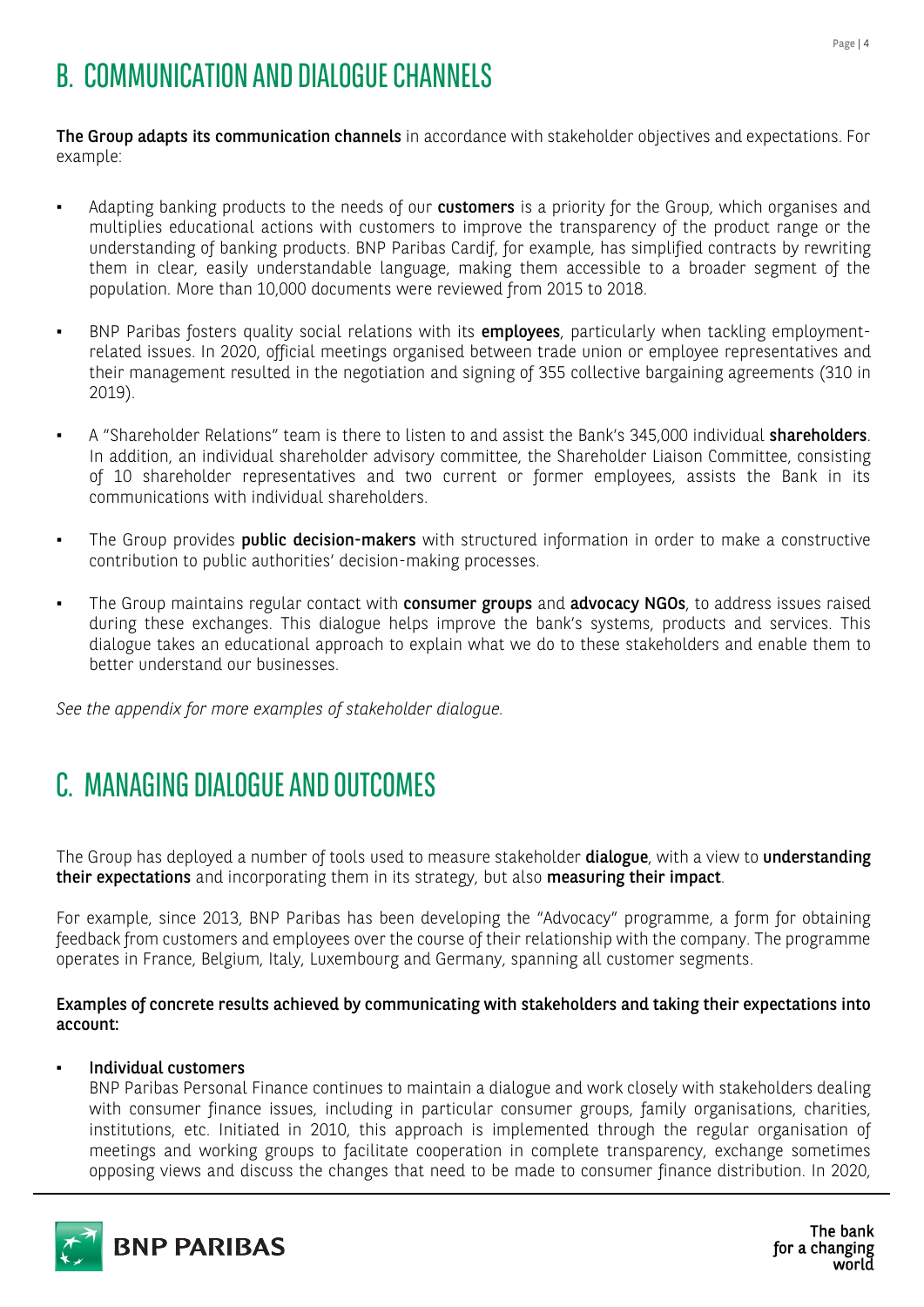## B. COMMUNICATION AND DIALOGUE CHANNELS

**The Group adapts its communication channels** in accordance with stakeholder objectives and expectations. For example:

- Adapting banking products to the needs of our **customers** is a priority for the Group, which organises and multiplies educational actions with customers to improve the transparency of the product range or the understanding of banking products. BNP Paribas Cardif, for example, has simplified contracts by rewriting them in clear, easily understandable language, making them accessible to a broader segment of the population. More than 10,000 documents were reviewed from 2015 to 2018.

- BNP Paribas fosters quality social relations with its **employees**, particularly when tackling employment-related issues. In 2020, official meetings organised between trade union or employee representatives and their management resulted in the negotiation and signing of 355 collective bargaining agreements (310 in 2019).

- A "Shareholder Relations" team is there to listen to and assist the Bank's 345,000 individual **shareholders**. In addition, an individual shareholder advisory committee, the Shareholder Liaison Committee, consisting of 10 shareholder representatives and two current or former employees, assists the Bank in its communications with individual shareholders.

- The Group provides **public decision-makers** with structured information in order to make a constructive contribution to public authorities' decision-making processes.

- The Group maintains regular contact with **consumer groups** and **advocacy NGOs**, to address issues raised during these exchanges. This dialogue helps improve the bank's systems, products and services. This dialogue takes an educational approach to explain what we do to these stakeholders and enable them to better understand our businesses.

*See the appendix for more examples of stakeholder dialogue.*

## C. MANAGING DIALOGUE AND OUTCOMES

The Group has deployed a number of tools used to measure stakeholder **dialogue**, with a view to **understanding their expectations** and incorporating them in its strategy, but also **measuring their impact**.

For example, since 2013, BNP Paribas has been developing the "Advocacy" programme, a form for obtaining feedback from customers and employees over the course of their relationship with the company. The programme operates in France, Belgium, Italy, Luxembourg and Germany, spanning all customer segments.

**Examples of concrete results achieved by communicating with stakeholders and taking their expectations into account:**

- **Individual customers**
  BNP Paribas Personal Finance continues to maintain a dialogue and work closely with stakeholders dealing with consumer finance issues, including in particular consumer groups, family organisations, charities, institutions, etc. Initiated in 2010, this approach is implemented through the regular organisation of meetings and working groups to facilitate cooperation in complete transparency, exchange sometimes opposing views and discuss the changes that need to be made to consumer finance distribution. In 2020,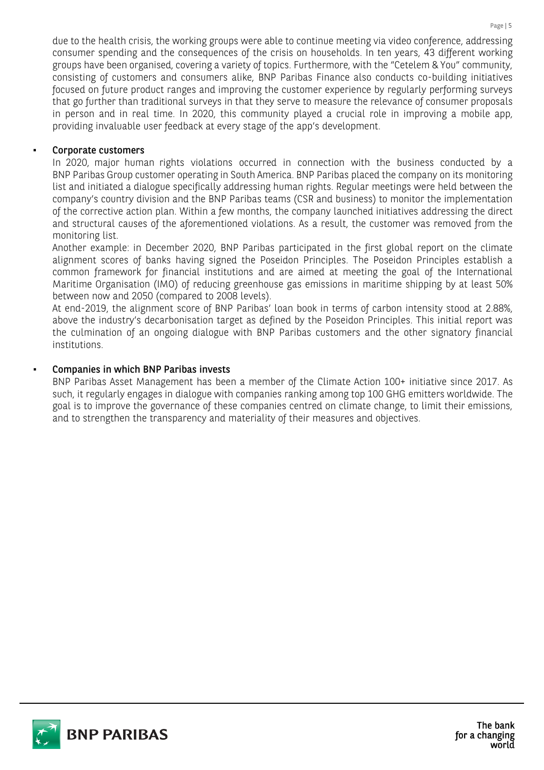due to the health crisis, the working groups were able to continue meeting via video conference, addressing consumer spending and the consequences of the crisis on households. In ten years, 43 different working groups have been organised, covering a variety of topics. Furthermore, with the "Cetelem & You" community, consisting of customers and consumers alike, BNP Paribas Finance also conducts co-building initiatives focused on future product ranges and improving the customer experience by regularly performing surveys that go further than traditional surveys in that they serve to measure the relevance of consumer proposals in person and in real time. In 2020, this community played a crucial role in improving a mobile app, providing invaluable user feedback at every stage of the app's development.

- **Corporate customers**

  In 2020, major human rights violations occurred in connection with the business conducted by a BNP Paribas Group customer operating in South America. BNP Paribas placed the company on its monitoring list and initiated a dialogue specifically addressing human rights. Regular meetings were held between the company's country division and the BNP Paribas teams (CSR and business) to monitor the implementation of the corrective action plan. Within a few months, the company launched initiatives addressing the direct and structural causes of the aforementioned violations. As a result, the customer was removed from the monitoring list.

  Another example: in December 2020, BNP Paribas participated in the first global report on the climate alignment scores of banks having signed the Poseidon Principles. The Poseidon Principles establish a common framework for financial institutions and are aimed at meeting the goal of the International Maritime Organisation (IMO) of reducing greenhouse gas emissions in maritime shipping by at least 50% between now and 2050 (compared to 2008 levels).

  At end-2019, the alignment score of BNP Paribas' loan book in terms of carbon intensity stood at 2.88%, above the industry's decarbonisation target as defined by the Poseidon Principles. This initial report was the culmination of an ongoing dialogue with BNP Paribas customers and the other signatory financial institutions.

- **Companies in which BNP Paribas invests**

  BNP Paribas Asset Management has been a member of the Climate Action 100+ initiative since 2017. As such, it regularly engages in dialogue with companies ranking among top 100 GHG emitters worldwide. The goal is to improve the governance of these companies centred on climate change, to limit their emissions, and to strengthen the transparency and materiality of their measures and objectives.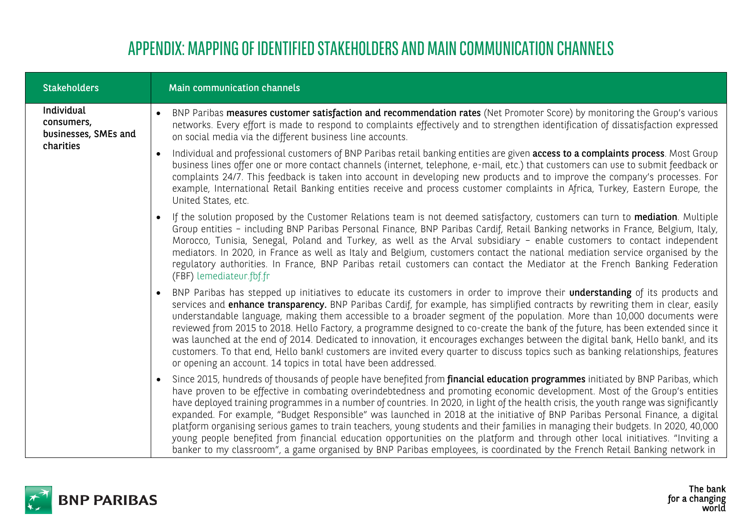# APPENDIX: MAPPING OF IDENTIFIED STAKEHOLDERS AND MAIN COMMUNICATION CHANNELS

| Stakeholders | Main communication channels |
|---|---|
| Individual consumers, businesses, SMEs and charities | • BNP Paribas **measures customer satisfaction and recommendation rates** (Net Promoter Score) by monitoring the Group's various networks. Every effort is made to respond to complaints effectively and to strengthen identification of dissatisfaction expressed on social media via the different business line accounts.<br>• Individual and professional customers of BNP Paribas retail banking entities are given **access to a complaints process**. Most Group business lines offer one or more contact channels (internet, telephone, e-mail, etc.) that customers can use to submit feedback or complaints 24/7. This feedback is taken into account in developing new products and to improve the company's processes. For example, International Retail Banking entities receive and process customer complaints in Africa, Turkey, Eastern Europe, the United States, etc.<br>• If the solution proposed by the Customer Relations team is not deemed satisfactory, customers can turn to **mediation**. Multiple Group entities – including BNP Paribas Personal Finance, BNP Paribas Cardif, Retail Banking networks in France, Belgium, Italy, Morocco, Tunisia, Senegal, Poland and Turkey, as well as the Arval subsidiary – enable customers to contact independent mediators. In 2020, in France as well as Italy and Belgium, customers contact the national mediation service organised by the regulatory authorities. In France, BNP Paribas retail customers can contact the Mediator at the French Banking Federation (FBF) lemediateur.fbf.fr<br>• BNP Paribas has stepped up initiatives to educate its customers in order to improve their **understanding** of its products and services and **enhance transparency.** BNP Paribas Cardif, for example, has simplified contracts by rewriting them in clear, easily understandable language, making them accessible to a broader segment of the population. More than 10,000 documents were reviewed from 2015 to 2018. Hello Factory, a programme designed to co-create the bank of the future, has been extended since it was launched at the end of 2014. Dedicated to innovation, it encourages exchanges between the digital bank, Hello bank!, and its customers. To that end, Hello bank! customers are invited every quarter to discuss topics such as banking relationships, features or opening an account. 14 topics in total have been addressed.<br>• Since 2015, hundreds of thousands of people have benefited from **financial education programmes** initiated by BNP Paribas, which have proven to be effective in combating overindebtedness and promoting economic development. Most of the Group's entities have deployed training programmes in a number of countries. In 2020, in light of the health crisis, the youth range was significantly expanded. For example, "Budget Responsible" was launched in 2018 at the initiative of BNP Paribas Personal Finance, a digital platform organising serious games to train teachers, young students and their families in managing their budgets. In 2020, 40,000 young people benefited from financial education opportunities on the platform and through other local initiatives. "Inviting a banker to my classroom", a game organised by BNP Paribas employees, is coordinated by the French Retail Banking network in |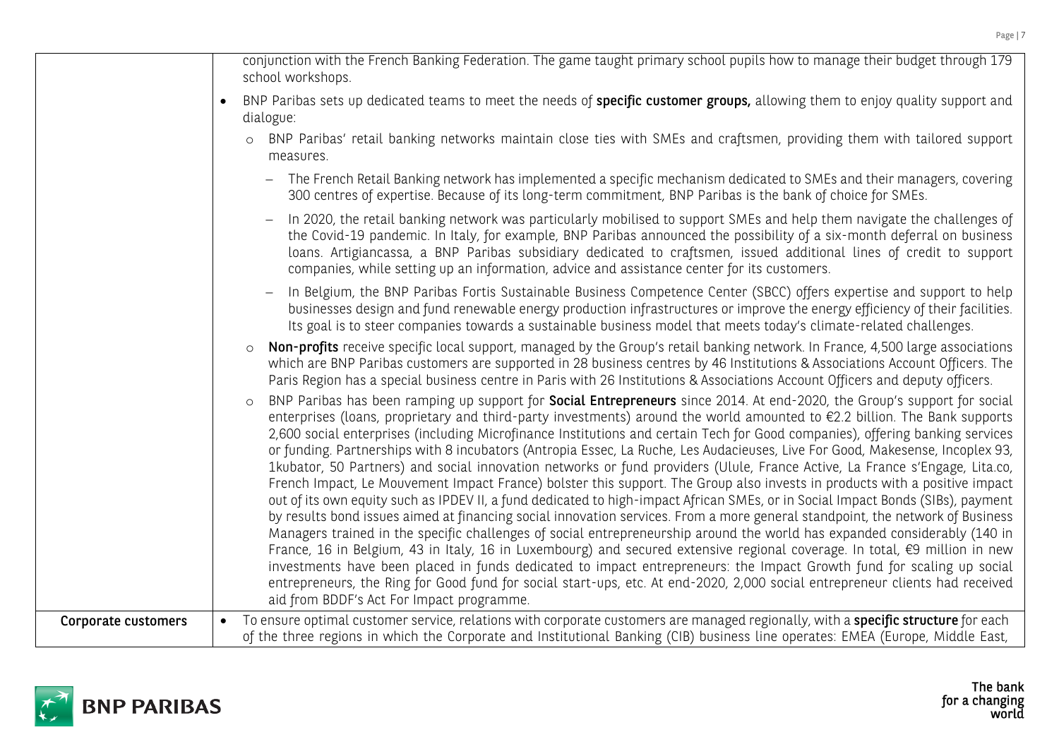| | |
|---|---|
| | conjunction with the French Banking Federation. The game taught primary school pupils how to manage their budget through 179 school workshops.<br>• BNP Paribas sets up dedicated teams to meet the needs of **specific customer groups,** allowing them to enjoy quality support and dialogue:<br>  ○ BNP Paribas' retail banking networks maintain close ties with SMEs and craftsmen, providing them with tailored support measures.<br>    – The French Retail Banking network has implemented a specific mechanism dedicated to SMEs and their managers, covering 300 centres of expertise. Because of its long-term commitment, BNP Paribas is the bank of choice for SMEs.<br>    – In 2020, the retail banking network was particularly mobilised to support SMEs and help them navigate the challenges of the Covid-19 pandemic. In Italy, for example, BNP Paribas announced the possibility of a six-month deferral on business loans. Artigiancassa, a BNP Paribas subsidiary dedicated to craftsmen, issued additional lines of credit to support companies, while setting up an information, advice and assistance center for its customers.<br>    – In Belgium, the BNP Paribas Fortis Sustainable Business Competence Center (SBCC) offers expertise and support to help businesses design and fund renewable energy production infrastructures or improve the energy efficiency of their facilities. Its goal is to steer companies towards a sustainable business model that meets today's climate-related challenges.<br>  ○ **Non-profits** receive specific local support, managed by the Group's retail banking network. In France, 4,500 large associations which are BNP Paribas customers are supported in 28 business centres by 46 Institutions & Associations Account Officers. The Paris Region has a special business centre in Paris with 26 Institutions & Associations Account Officers and deputy officers.<br>  ○ BNP Paribas has been ramping up support for **Social Entrepreneurs** since 2014. At end-2020, the Group's support for social enterprises (loans, proprietary and third-party investments) around the world amounted to €2.2 billion. The Bank supports 2,600 social enterprises (including Microfinance Institutions and certain Tech for Good companies), offering banking services or funding. Partnerships with 8 incubators (Antropia Essec, La Ruche, Les Audacieuses, Live For Good, Makesense, Incoplex 93, 1kubator, 50 Partners) and social innovation networks or fund providers (Ulule, France Active, La France s'Engage, Lita.co, French Impact, Le Mouvement Impact France) bolster this support. The Group also invests in products with a positive impact out of its own equity such as IPDEV II, a fund dedicated to high-impact African SMEs, or in Social Impact Bonds (SIBs), payment by results bond issues aimed at financing social innovation services. From a more general standpoint, the network of Business Managers trained in the specific challenges of social entrepreneurship around the world has expanded considerably (140 in France, 16 in Belgium, 43 in Italy, 16 in Luxembourg) and secured extensive regional coverage. In total, €9 million in new investments have been placed in funds dedicated to impact entrepreneurs: the Impact Growth fund for scaling up social entrepreneurs, the Ring for Good fund for social start-ups, etc. At end-2020, 2,000 social entrepreneur clients had received aid from BDDF's Act For Impact programme. |
| **Corporate customers** | • To ensure optimal customer service, relations with corporate customers are managed regionally, with a **specific structure** for each of the three regions in which the Corporate and Institutional Banking (CIB) business line operates: EMEA (Europe, Middle East, |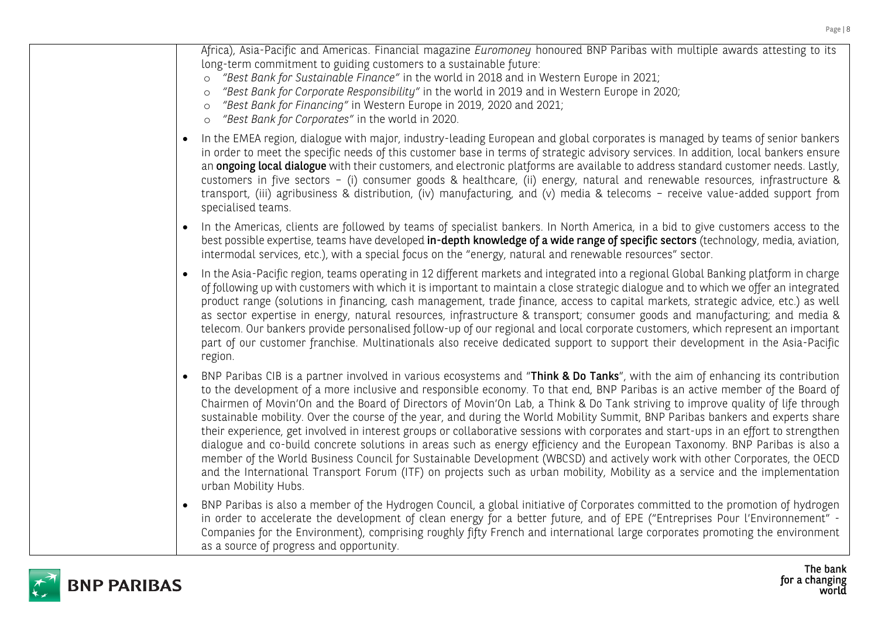Africa), Asia-Pacific and Americas. Financial magazine *Euromoney* honoured BNP Paribas with multiple awards attesting to its long-term commitment to guiding customers to a sustainable future:

- *"Best Bank for Sustainable Finance"* in the world in 2018 and in Western Europe in 2021;
- *"Best Bank for Corporate Responsibility"* in the world in 2019 and in Western Europe in 2020;
- *"Best Bank for Financing"* in Western Europe in 2019, 2020 and 2021;
- *"Best Bank for Corporates"* in the world in 2020.

- In the EMEA region, dialogue with major, industry-leading European and global corporates is managed by teams of senior bankers in order to meet the specific needs of this customer base in terms of strategic advisory services. In addition, local bankers ensure an **ongoing local dialogue** with their customers, and electronic platforms are available to address standard customer needs. Lastly, customers in five sectors – (i) consumer goods & healthcare, (ii) energy, natural and renewable resources, infrastructure & transport, (iii) agribusiness & distribution, (iv) manufacturing, and (v) media & telecoms – receive value-added support from specialised teams.
- In the Americas, clients are followed by teams of specialist bankers. In North America, in a bid to give customers access to the best possible expertise, teams have developed **in-depth knowledge of a wide range of specific sectors** (technology, media, aviation, intermodal services, etc.), with a special focus on the "energy, natural and renewable resources" sector.
- In the Asia-Pacific region, teams operating in 12 different markets and integrated into a regional Global Banking platform in charge of following up with customers with which it is important to maintain a close strategic dialogue and to which we offer an integrated product range (solutions in financing, cash management, trade finance, access to capital markets, strategic advice, etc.) as well as sector expertise in energy, natural resources, infrastructure & transport; consumer goods and manufacturing; and media & telecom. Our bankers provide personalised follow-up of our regional and local corporate customers, which represent an important part of our customer franchise. Multinationals also receive dedicated support to support their development in the Asia-Pacific region.
- BNP Paribas CIB is a partner involved in various ecosystems and "**Think & Do Tanks**", with the aim of enhancing its contribution to the development of a more inclusive and responsible economy. To that end, BNP Paribas is an active member of the Board of Chairmen of Movin'On and the Board of Directors of Movin'On Lab, a Think & Do Tank striving to improve quality of life through sustainable mobility. Over the course of the year, and during the World Mobility Summit, BNP Paribas bankers and experts share their experience, get involved in interest groups or collaborative sessions with corporates and start-ups in an effort to strengthen dialogue and co-build concrete solutions in areas such as energy efficiency and the European Taxonomy. BNP Paribas is also a member of the World Business Council for Sustainable Development (WBCSD) and actively work with other Corporates, the OECD and the International Transport Forum (ITF) on projects such as urban mobility, Mobility as a service and the implementation urban Mobility Hubs.
- BNP Paribas is also a member of the Hydrogen Council, a global initiative of Corporates committed to the promotion of hydrogen in order to accelerate the development of clean energy for a better future, and of EPE ("Entreprises Pour l'Environnement" - Companies for the Environment), comprising roughly fifty French and international large corporates promoting the environment as a source of progress and opportunity.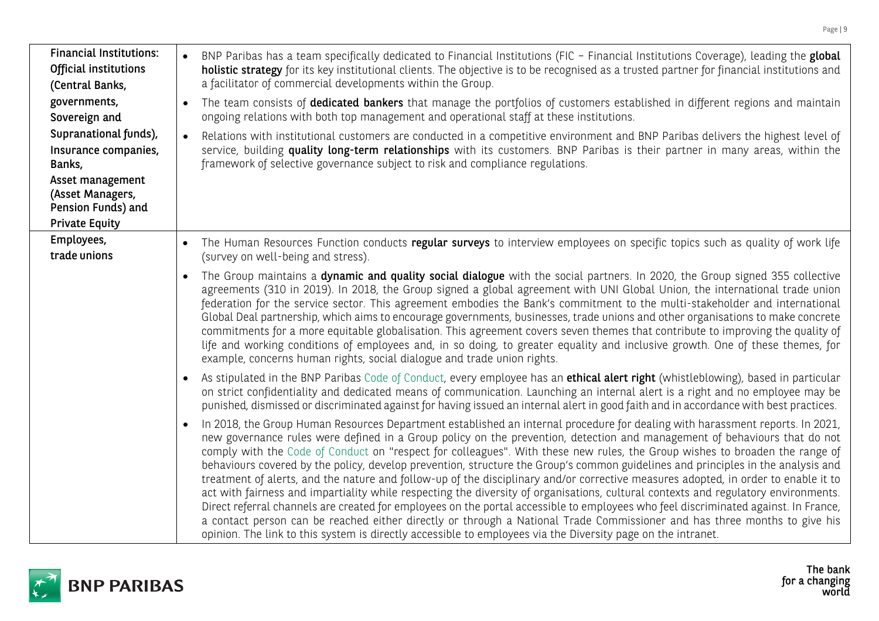| | |
|---|---|
| **Financial Institutions: Official institutions (Central Banks, governments, Sovereign and Supranational funds), Insurance companies, Banks, Asset management (Asset Managers, Pension Funds) and Private Equity** | • BNP Paribas has a team specifically dedicated to Financial Institutions (FIC – Financial Institutions Coverage), leading the **global holistic strategy** for its key institutional clients. The objective is to be recognised as a trusted partner for financial institutions and a facilitator of commercial developments within the Group.<br>• The team consists of **dedicated bankers** that manage the portfolios of customers established in different regions and maintain ongoing relations with both top management and operational staff at these institutions.<br>• Relations with institutional customers are conducted in a competitive environment and BNP Paribas delivers the highest level of service, building **quality long-term relationships** with its customers. BNP Paribas is their partner in many areas, within the framework of selective governance subject to risk and compliance regulations. |
| **Employees, trade unions** | • The Human Resources Function conducts **regular surveys** to interview employees on specific topics such as quality of work life (survey on well-being and stress).<br>• The Group maintains a **dynamic and quality social dialogue** with the social partners. In 2020, the Group signed 355 collective agreements (310 in 2019). In 2018, the Group signed a global agreement with UNI Global Union, the international trade union federation for the service sector. This agreement embodies the Bank's commitment to the multi-stakeholder and international Global Deal partnership, which aims to encourage governments, businesses, trade unions and other organisations to make concrete commitments for a more equitable globalisation. This agreement covers seven themes that contribute to improving the quality of life and working conditions of employees and, in so doing, to greater equality and inclusive growth. One of these themes, for example, concerns human rights, social dialogue and trade union rights.<br>• As stipulated in the BNP Paribas Code of Conduct, every employee has an **ethical alert right** (whistleblowing), based in particular on strict confidentiality and dedicated means of communication. Launching an internal alert is a right and no employee may be punished, dismissed or discriminated against for having issued an internal alert in good faith and in accordance with best practices.<br>• In 2018, the Group Human Resources Department established an internal procedure for dealing with harassment reports. In 2021, new governance rules were defined in a Group policy on the prevention, detection and management of behaviours that do not comply with the Code of Conduct on "respect for colleagues". With these new rules, the Group wishes to broaden the range of behaviours covered by the policy, develop prevention, structure the Group's common guidelines and principles in the analysis and treatment of alerts, and the nature and follow-up of the disciplinary and/or corrective measures adopted, in order to enable it to act with fairness and impartiality while respecting the diversity of organisations, cultural contexts and regulatory environments. Direct referral channels are created for employees on the portal accessible to employees who feel discriminated against. In France, a contact person can be reached either directly or through a National Trade Commissioner and has three months to give his opinion. The link to this system is directly accessible to employees via the Diversity page on the intranet. |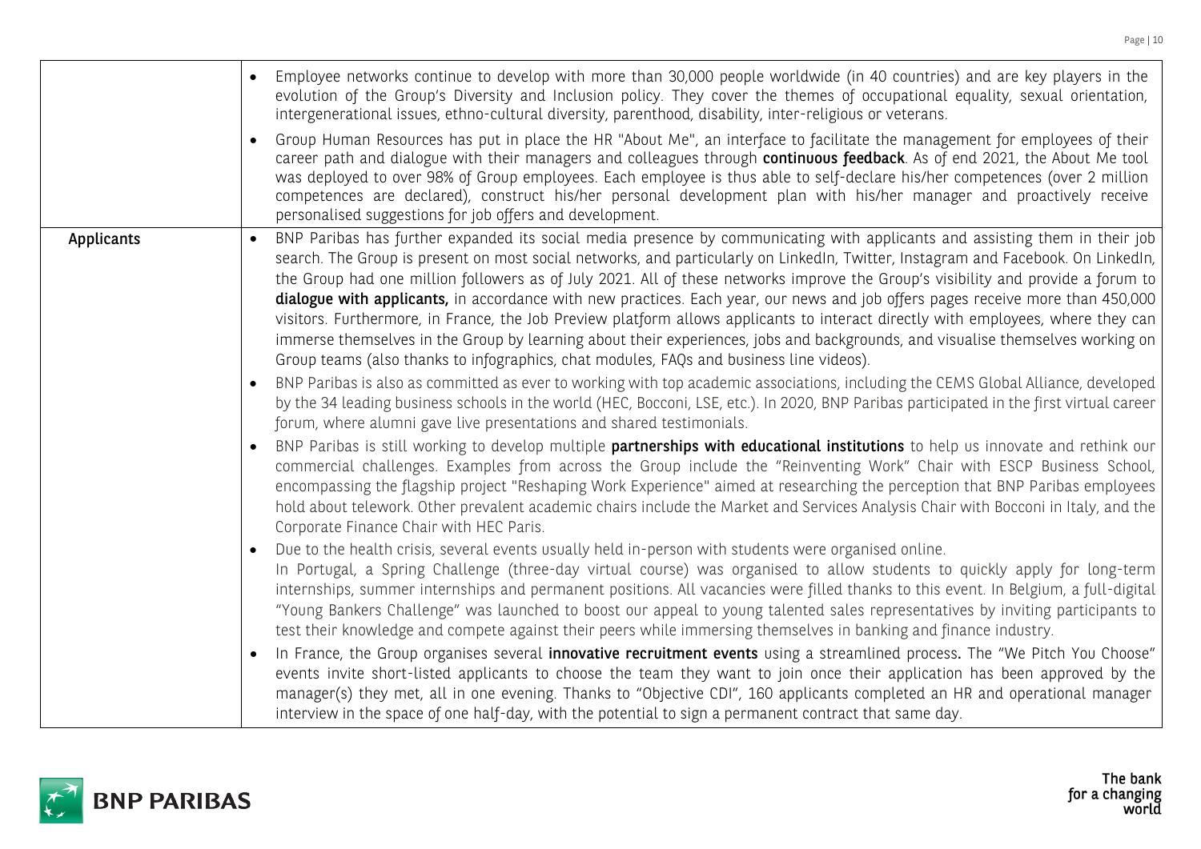| | |
|---|---|
| | • Employee networks continue to develop with more than 30,000 people worldwide (in 40 countries) and are key players in the evolution of the Group's Diversity and Inclusion policy. They cover the themes of occupational equality, sexual orientation, intergenerational issues, ethno-cultural diversity, parenthood, disability, inter-religious or veterans.<br><br>• Group Human Resources has put in place the HR "About Me", an interface to facilitate the management for employees of their career path and dialogue with their managers and colleagues through **continuous feedback**. As of end 2021, the About Me tool was deployed to over 98% of Group employees. Each employee is thus able to self-declare his/her competences (over 2 million competences are declared), construct his/her personal development plan with his/her manager and proactively receive personalised suggestions for job offers and development. |
| **Applicants** | • BNP Paribas has further expanded its social media presence by communicating with applicants and assisting them in their job search. The Group is present on most social networks, and particularly on LinkedIn, Twitter, Instagram and Facebook. On LinkedIn, the Group had one million followers as of July 2021. All of these networks improve the Group's visibility and provide a forum to **dialogue with applicants,** in accordance with new practices. Each year, our news and job offers pages receive more than 450,000 visitors. Furthermore, in France, the Job Preview platform allows applicants to interact directly with employees, where they can immerse themselves in the Group by learning about their experiences, jobs and backgrounds, and visualise themselves working on Group teams (also thanks to infographics, chat modules, FAQs and business line videos).<br><br>• BNP Paribas is also as committed as ever to working with top academic associations, including the CEMS Global Alliance, developed by the 34 leading business schools in the world (HEC, Bocconi, LSE, etc.). In 2020, BNP Paribas participated in the first virtual career forum, where alumni gave live presentations and shared testimonials.<br><br>• BNP Paribas is still working to develop multiple **partnerships with educational institutions** to help us innovate and rethink our commercial challenges. Examples from across the Group include the "Reinventing Work" Chair with ESCP Business School, encompassing the flagship project "Reshaping Work Experience" aimed at researching the perception that BNP Paribas employees hold about telework. Other prevalent academic chairs include the Market and Services Analysis Chair with Bocconi in Italy, and the Corporate Finance Chair with HEC Paris.<br><br>• Due to the health crisis, several events usually held in-person with students were organised online.<br>In Portugal, a Spring Challenge (three-day virtual course) was organised to allow students to quickly apply for long-term internships, summer internships and permanent positions. All vacancies were filled thanks to this event. In Belgium, a full-digital "Young Bankers Challenge" was launched to boost our appeal to young talented sales representatives by inviting participants to test their knowledge and compete against their peers while immersing themselves in banking and finance industry.<br><br>• In France, the Group organises several **innovative recruitment events** using a streamlined process**.** The "We Pitch You Choose" events invite short-listed applicants to choose the team they want to join once their application has been approved by the manager(s) they met, all in one evening. Thanks to "Objective CDI", 160 applicants completed an HR and operational manager interview in the space of one half-day, with the potential to sign a permanent contract that same day. |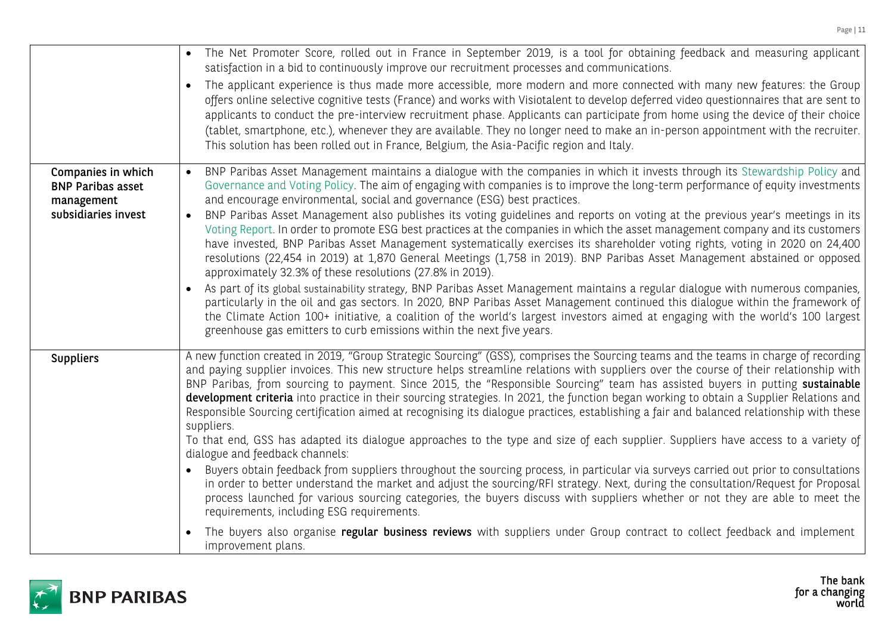| | |
|---|---|
| | • The Net Promoter Score, rolled out in France in September 2019, is a tool for obtaining feedback and measuring applicant satisfaction in a bid to continuously improve our recruitment processes and communications.<br>• The applicant experience is thus made more accessible, more modern and more connected with many new features: the Group offers online selective cognitive tests (France) and works with Visiotalent to develop deferred video questionnaires that are sent to applicants to conduct the pre-interview recruitment phase. Applicants can participate from home using the device of their choice (tablet, smartphone, etc.), whenever they are available. They no longer need to make an in-person appointment with the recruiter. This solution has been rolled out in France, Belgium, the Asia-Pacific region and Italy. |
| **Companies in which BNP Paribas asset management subsidiaries invest** | • BNP Paribas Asset Management maintains a dialogue with the companies in which it invests through its Stewardship Policy and Governance and Voting Policy. The aim of engaging with companies is to improve the long-term performance of equity investments and encourage environmental, social and governance (ESG) best practices.<br>• BNP Paribas Asset Management also publishes its voting guidelines and reports on voting at the previous year's meetings in its Voting Report. In order to promote ESG best practices at the companies in which the asset management company and its customers have invested, BNP Paribas Asset Management systematically exercises its shareholder voting rights, voting in 2020 on 24,400 resolutions (22,454 in 2019) at 1,870 General Meetings (1,758 in 2019). BNP Paribas Asset Management abstained or opposed approximately 32.3% of these resolutions (27.8% in 2019).<br>• As part of its global sustainability strategy, BNP Paribas Asset Management maintains a regular dialogue with numerous companies, particularly in the oil and gas sectors. In 2020, BNP Paribas Asset Management continued this dialogue within the framework of the Climate Action 100+ initiative, a coalition of the world's largest investors aimed at engaging with the world's 100 largest greenhouse gas emitters to curb emissions within the next five years. |
| **Suppliers** | A new function created in 2019, "Group Strategic Sourcing" (GSS), comprises the Sourcing teams and the teams in charge of recording and paying supplier invoices. This new structure helps streamline relations with suppliers over the course of their relationship with BNP Paribas, from sourcing to payment. Since 2015, the "Responsible Sourcing" team has assisted buyers in putting **sustainable development criteria** into practice in their sourcing strategies. In 2021, the function began working to obtain a Supplier Relations and Responsible Sourcing certification aimed at recognising its dialogue practices, establishing a fair and balanced relationship with these suppliers.<br>To that end, GSS has adapted its dialogue approaches to the type and size of each supplier. Suppliers have access to a variety of dialogue and feedback channels:<br>• Buyers obtain feedback from suppliers throughout the sourcing process, in particular via surveys carried out prior to consultations in order to better understand the market and adjust the sourcing/RFI strategy. Next, during the consultation/Request for Proposal process launched for various sourcing categories, the buyers discuss with suppliers whether or not they are able to meet the requirements, including ESG requirements.<br>• The buyers also organise **regular business reviews** with suppliers under Group contract to collect feedback and implement improvement plans. |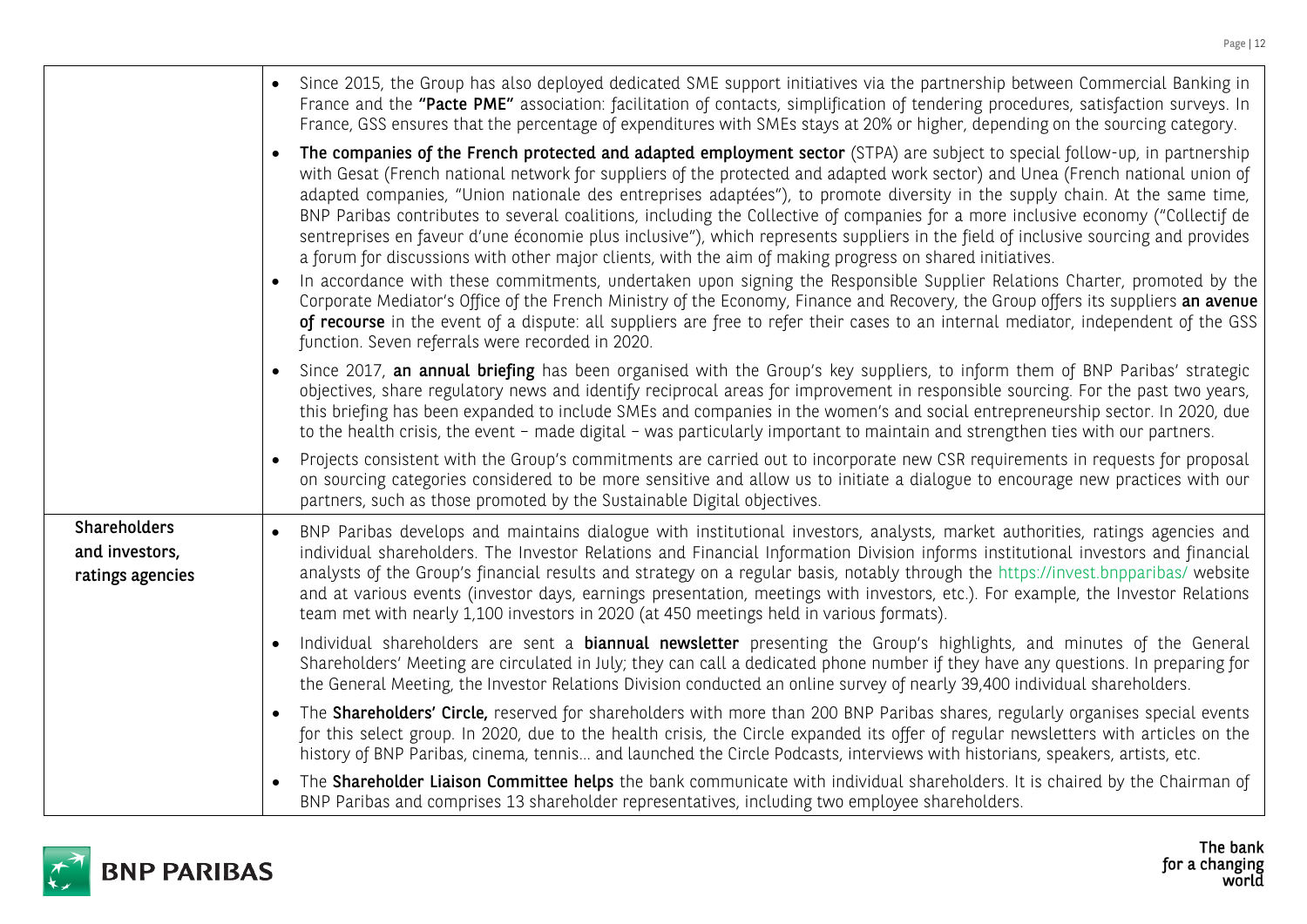| | |
|---|---|
| | • Since 2015, the Group has also deployed dedicated SME support initiatives via the partnership between Commercial Banking in France and the **"Pacte PME"** association: facilitation of contacts, simplification of tendering procedures, satisfaction surveys. In France, GSS ensures that the percentage of expenditures with SMEs stays at 20% or higher, depending on the sourcing category. |
| | • **The companies of the French protected and adapted employment sector** (STPA) are subject to special follow-up, in partnership with Gesat (French national network for suppliers of the protected and adapted work sector) and Unea (French national union of adapted companies, "Union nationale des entreprises adaptées"), to promote diversity in the supply chain. At the same time, BNP Paribas contributes to several coalitions, including the Collective of companies for a more inclusive economy ("Collectif de sentreprises en faveur d'une économie plus inclusive"), which represents suppliers in the field of inclusive sourcing and provides a forum for discussions with other major clients, with the aim of making progress on shared initiatives.<br>• In accordance with these commitments, undertaken upon signing the Responsible Supplier Relations Charter, promoted by the Corporate Mediator's Office of the French Ministry of the Economy, Finance and Recovery, the Group offers its suppliers **an avenue of recourse** in the event of a dispute: all suppliers are free to refer their cases to an internal mediator, independent of the GSS function. Seven referrals were recorded in 2020. |
| | • Since 2017, **an annual briefing** has been organised with the Group's key suppliers, to inform them of BNP Paribas' strategic objectives, share regulatory news and identify reciprocal areas for improvement in responsible sourcing. For the past two years, this briefing has been expanded to include SMEs and companies in the women's and social entrepreneurship sector. In 2020, due to the health crisis, the event – made digital – was particularly important to maintain and strengthen ties with our partners. |
| | • Projects consistent with the Group's commitments are carried out to incorporate new CSR requirements in requests for proposal on sourcing categories considered to be more sensitive and allow us to initiate a dialogue to encourage new practices with our partners, such as those promoted by the Sustainable Digital objectives. |
| **Shareholders and investors, ratings agencies** | • BNP Paribas develops and maintains dialogue with institutional investors, analysts, market authorities, ratings agencies and individual shareholders. The Investor Relations and Financial Information Division informs institutional investors and financial analysts of the Group's financial results and strategy on a regular basis, notably through the https://invest.bnpparibas/ website and at various events (investor days, earnings presentation, meetings with investors, etc.). For example, the Investor Relations team met with nearly 1,100 investors in 2020 (at 450 meetings held in various formats). |
| | • Individual shareholders are sent a **biannual newsletter** presenting the Group's highlights, and minutes of the General Shareholders' Meeting are circulated in July; they can call a dedicated phone number if they have any questions. In preparing for the General Meeting, the Investor Relations Division conducted an online survey of nearly 39,400 individual shareholders. |
| | • The **Shareholders' Circle,** reserved for shareholders with more than 200 BNP Paribas shares, regularly organises special events for this select group. In 2020, due to the health crisis, the Circle expanded its offer of regular newsletters with articles on the history of BNP Paribas, cinema, tennis… and launched the Circle Podcasts, interviews with historians, speakers, artists, etc. |
| | • The **Shareholder Liaison Committee helps** the bank communicate with individual shareholders. It is chaired by the Chairman of BNP Paribas and comprises 13 shareholder representatives, including two employee shareholders. |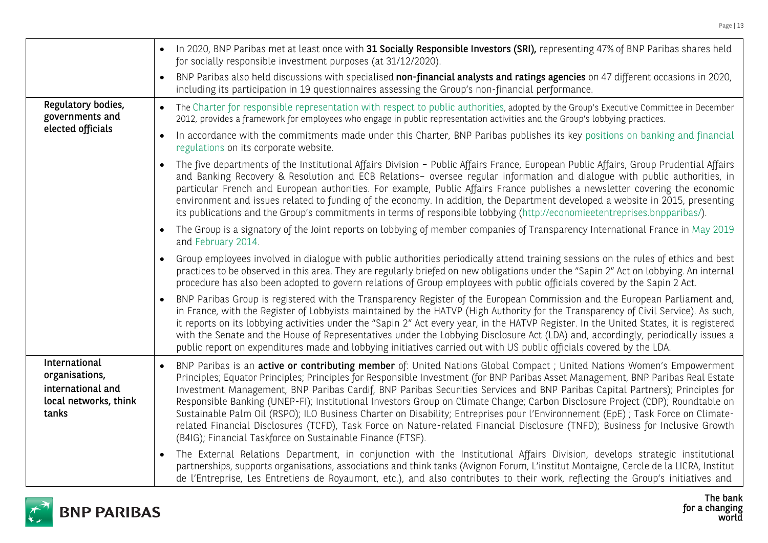| | |
|---|---|
| | • In 2020, BNP Paribas met at least once with **31 Socially Responsible Investors (SRI),** representing 47% of BNP Paribas shares held for socially responsible investment purposes (at 31/12/2020).<br>• BNP Paribas also held discussions with specialised **non-financial analysts and ratings agencies** on 47 different occasions in 2020, including its participation in 19 questionnaires assessing the Group's non-financial performance. |
| **Regulatory bodies, governments and elected officials** | • The Charter for responsible representation with respect to public authorities, adopted by the Group's Executive Committee in December 2012, provides a framework for employees who engage in public representation activities and the Group's lobbying practices.<br>• In accordance with the commitments made under this Charter, BNP Paribas publishes its key positions on banking and financial regulations on its corporate website.<br>• The five departments of the Institutional Affairs Division – Public Affairs France, European Public Affairs, Group Prudential Affairs and Banking Recovery & Resolution and ECB Relations– oversee regular information and dialogue with public authorities, in particular French and European authorities. For example, Public Affairs France publishes a newsletter covering the economic environment and issues related to funding of the economy. In addition, the Department developed a website in 2015, presenting its publications and the Group's commitments in terms of responsible lobbying (http://economieetentreprises.bnpparibas/).<br>• The Group is a signatory of the Joint reports on lobbying of member companies of Transparency International France in May 2019 and February 2014.<br>• Group employees involved in dialogue with public authorities periodically attend training sessions on the rules of ethics and best practices to be observed in this area. They are regularly briefed on new obligations under the "Sapin 2" Act on lobbying. An internal procedure has also been adopted to govern relations of Group employees with public officials covered by the Sapin 2 Act.<br>• BNP Paribas Group is registered with the Transparency Register of the European Commission and the European Parliament and, in France, with the Register of Lobbyists maintained by the HATVP (High Authority for the Transparency of Civil Service). As such, it reports on its lobbying activities under the "Sapin 2" Act every year, in the HATVP Register. In the United States, it is registered with the Senate and the House of Representatives under the Lobbying Disclosure Act (LDA) and, accordingly, periodically issues a public report on expenditures made and lobbying initiatives carried out with US public officials covered by the LDA. |
| **International organisations, international and local networks, think tanks** | • BNP Paribas is an **active or contributing member** of: United Nations Global Compact ; United Nations Women's Empowerment Principles; Equator Principles; Principles for Responsible Investment (for BNP Paribas Asset Management, BNP Paribas Real Estate Investment Management, BNP Paribas Cardif, BNP Paribas Securities Services and BNP Paribas Capital Partners); Principles for Responsible Banking (UNEP-FI); Institutional Investors Group on Climate Change; Carbon Disclosure Project (CDP); Roundtable on Sustainable Palm Oil (RSPO); ILO Business Charter on Disability; Entreprises pour l'Environnement (EpE) ; Task Force on Climate-related Financial Disclosures (TCFD), Task Force on Nature-related Financial Disclosure (TNFD); Business for Inclusive Growth (B4IG); Financial Taskforce on Sustainable Finance (FTSF).<br>• The External Relations Department, in conjunction with the Institutional Affairs Division, develops strategic institutional partnerships, supports organisations, associations and think tanks (Avignon Forum, L'institut Montaigne, Cercle de la LICRA, Institut de l'Entreprise, Les Entretiens de Royaumont, etc.), and also contributes to their work, reflecting the Group's initiatives and |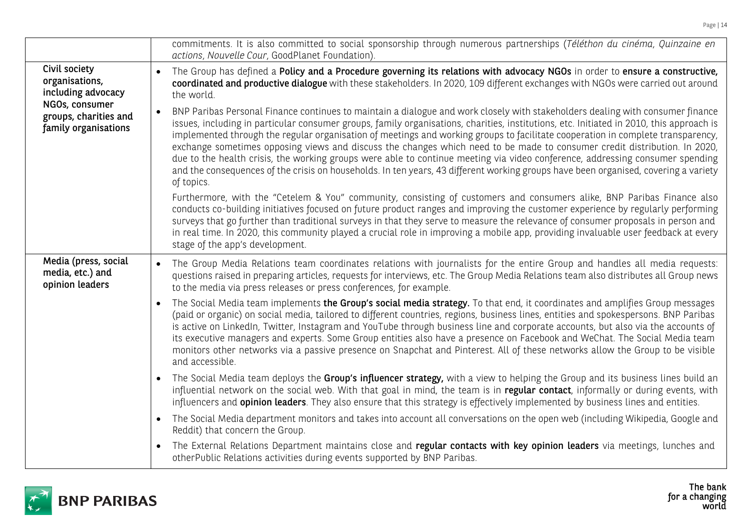| | |
|---|---|
| | commitments. It is also committed to social sponsorship through numerous partnerships (*Téléthon du cinéma*, *Quinzaine en actions*, *Nouvelle Cour*, GoodPlanet Foundation). |
| **Civil society organisations, including advocacy NGOs, consumer groups, charities and family organisations** | • The Group has defined a **Policy and a Procedure governing its relations with advocacy NGOs** in order to **ensure a constructive, coordinated and productive dialogue** with these stakeholders. In 2020, 109 different exchanges with NGOs were carried out around the world.<br><br>• BNP Paribas Personal Finance continues to maintain a dialogue and work closely with stakeholders dealing with consumer finance issues, including in particular consumer groups, family organisations, charities, institutions, etc. Initiated in 2010, this approach is implemented through the regular organisation of meetings and working groups to facilitate cooperation in complete transparency, exchange sometimes opposing views and discuss the changes which need to be made to consumer credit distribution. In 2020, due to the health crisis, the working groups were able to continue meeting via video conference, addressing consumer spending and the consequences of the crisis on households. In ten years, 43 different working groups have been organised, covering a variety of topics.<br><br>Furthermore, with the "Cetelem & You" community, consisting of customers and consumers alike, BNP Paribas Finance also conducts co-building initiatives focused on future product ranges and improving the customer experience by regularly performing surveys that go further than traditional surveys in that they serve to measure the relevance of consumer proposals in person and in real time. In 2020, this community played a crucial role in improving a mobile app, providing invaluable user feedback at every stage of the app's development. |
| **Media (press, social media, etc.) and opinion leaders** | • The Group Media Relations team coordinates relations with journalists for the entire Group and handles all media requests: questions raised in preparing articles, requests for interviews, etc. The Group Media Relations team also distributes all Group news to the media via press releases or press conferences, for example.<br><br>• The Social Media team implements **the Group's social media strategy.** To that end, it coordinates and amplifies Group messages (paid or organic) on social media, tailored to different countries, regions, business lines, entities and spokespersons. BNP Paribas is active on LinkedIn, Twitter, Instagram and YouTube through business line and corporate accounts, but also via the accounts of its executive managers and experts. Some Group entities also have a presence on Facebook and WeChat. The Social Media team monitors other networks via a passive presence on Snapchat and Pinterest. All of these networks allow the Group to be visible and accessible.<br><br>• The Social Media team deploys the **Group's influencer strategy,** with a view to helping the Group and its business lines build an influential network on the social web. With that goal in mind, the team is in **regular contact**, informally or during events, with influencers and **opinion leaders**. They also ensure that this strategy is effectively implemented by business lines and entities.<br><br>• The Social Media department monitors and takes into account all conversations on the open web (including Wikipedia, Google and Reddit) that concern the Group.<br><br>• The External Relations Department maintains close and **regular contacts with key opinion leaders** via meetings, lunches and otherPublic Relations activities during events supported by BNP Paribas. |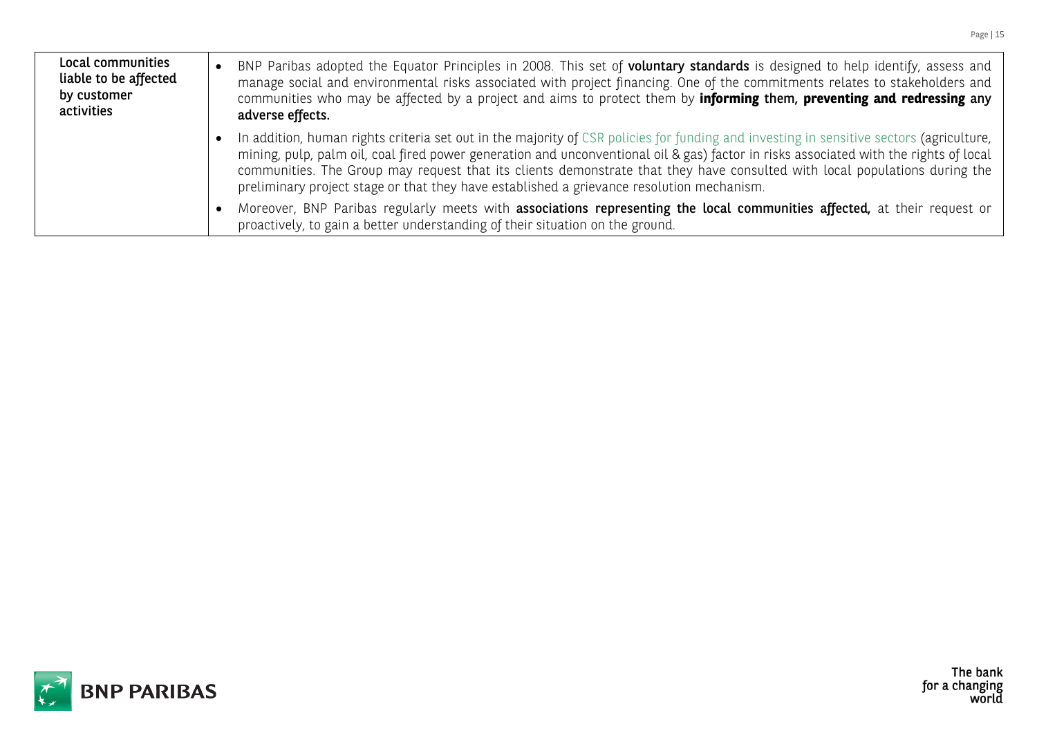| | |
|---|---|
| **Local communities liable to be affected by customer activities** | • BNP Paribas adopted the Equator Principles in 2008. This set of **voluntary standards** is designed to help identify, assess and manage social and environmental risks associated with project financing. One of the commitments relates to stakeholders and communities who may be affected by a project and aims to protect them by **informing** them, **preventing and redressing** any **adverse effects.**<br>• In addition, human rights criteria set out in the majority of CSR policies for funding and investing in sensitive sectors (agriculture, mining, pulp, palm oil, coal fired power generation and unconventional oil & gas) factor in risks associated with the rights of local communities. The Group may request that its clients demonstrate that they have consulted with local populations during the preliminary project stage or that they have established a grievance resolution mechanism.<br>• Moreover, BNP Paribas regularly meets with **associations representing the local communities affected,** at their request or proactively, to gain a better understanding of their situation on the ground. |